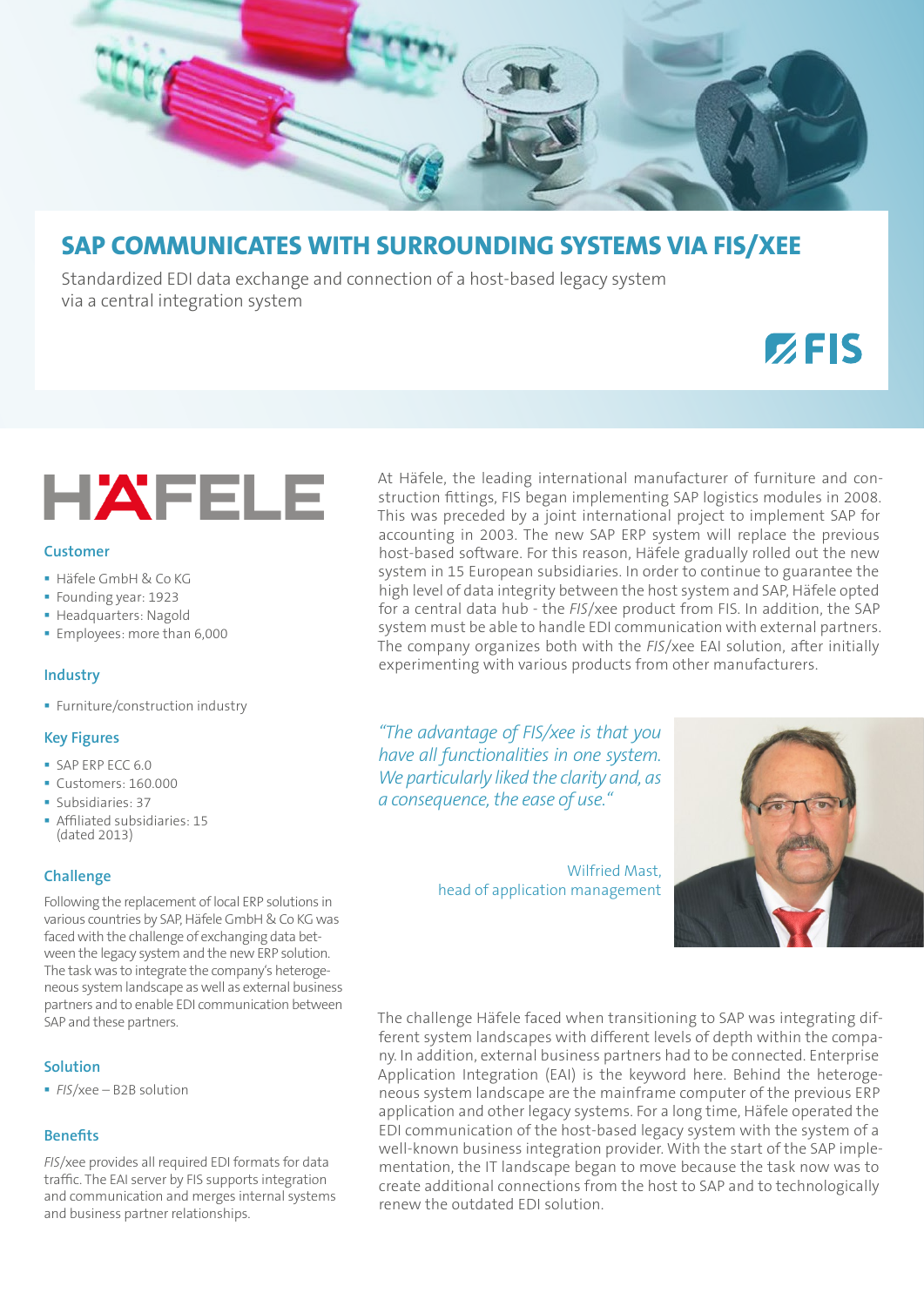# SAP COMMUNICATES WITH SURROUNDING SYSTEMS VIA FIS/XEE

Standardized EDI data exchange and connection of a host-based legacy system via a central integration system

FIS

HÄFELE

### Customer

- Häfele GmbH & Co KG
- Founding year: 1923
- Headquarters: Nagold
- Employees: more than 6,000

### Industry

- Furniture/construction industry

### Key Figures

- SAP ERP ECC 6.0
- Customers: 160.000
- Subsidiaries: 37
- Affiliated subsidiaries: 15 (dated 2013)

### Challenge

Following the replacement of local ERP solutions in various countries by SAP, Häfele GmbH & Co KG was faced with the challenge of exchanging data between the legacy system and the new ERP solution. The task was to integrate the company's heterogeneous system landscape as well as external business partners and to enable EDI communication between SAP and these partners.

### Solution

- *FIS*/xee – B2B solution

### Benefits

*FIS*/xee provides all required EDI formats for data traffic. The EAI server by FIS supports integration and communication and merges internal systems and business partner relationships.

At Häfele, the leading international manufacturer of furniture and construction fittings, FIS began implementing SAP logistics modules in 2008. This was preceded by a joint international project to implement SAP for accounting in 2003. The new SAP ERP system will replace the previous host-based software. For this reason, Häfele gradually rolled out the new system in 15 European subsidiaries. In order to continue to guarantee the high level of data integrity between the host system and SAP, Häfele opted for a central data hub - the *FIS*/xee product from FIS. In addition, the SAP system must be able to handle EDI communication with external partners. The company organizes both with the *FIS*/xee EAI solution, after initially experimenting with various products from other manufacturers.

> *"The advantage of FIS/xee is that you have all functionalities in one system. We particularly liked the clarity and, as a consequence, the ease of use."*
>
> Wilfried Mast,
> head of application management

The challenge Häfele faced when transitioning to SAP was integrating different system landscapes with different levels of depth within the company. In addition, external business partners had to be connected. Enterprise Application Integration (EAI) is the keyword here. Behind the heterogeneous system landscape are the mainframe computer of the previous ERP application and other legacy systems. For a long time, Häfele operated the EDI communication of the host-based legacy system with the system of a well-known business integration provider. With the start of the SAP implementation, the IT landscape began to move because the task now was to create additional connections from the host to SAP and to technologically renew the outdated EDI solution.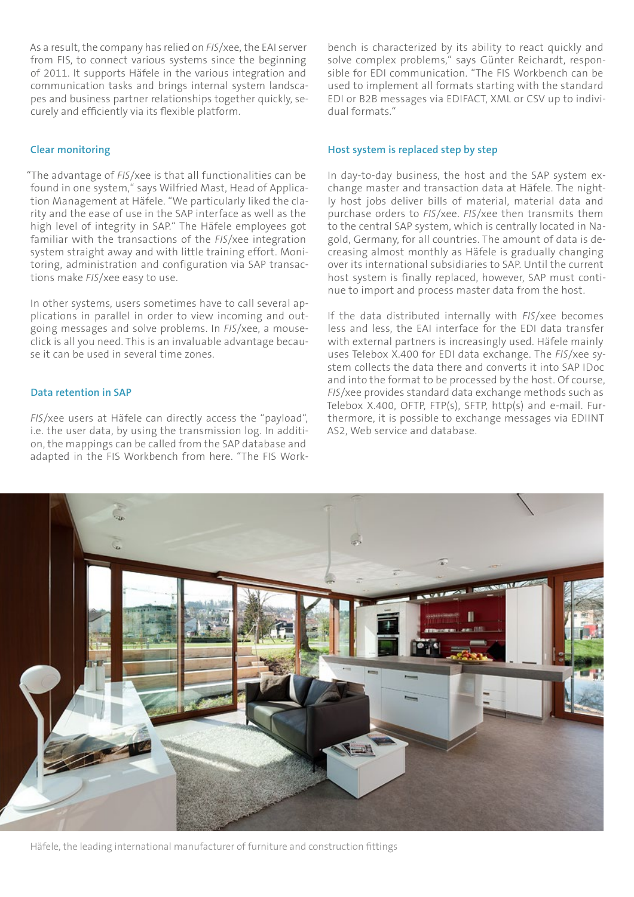As a result, the company has relied on *FIS*/xee, the EAI server from FIS, to connect various systems since the beginning of 2011. It supports Häfele in the various integration and communication tasks and brings internal system landscapes and business partner relationships together quickly, securely and efficiently via its flexible platform.

### Clear monitoring

"The advantage of *FIS*/xee is that all functionalities can be found in one system," says Wilfried Mast, Head of Application Management at Häfele. "We particularly liked the clarity and the ease of use in the SAP interface as well as the high level of integrity in SAP." The Häfele employees got familiar with the transactions of the *FIS*/xee integration system straight away and with little training effort. Monitoring, administration and configuration via SAP transactions make *FIS*/xee easy to use.

In other systems, users sometimes have to call several applications in parallel in order to view incoming and outgoing messages and solve problems. In *FIS*/xee, a mouse-click is all you need. This is an invaluable advantage because it can be used in several time zones.

### Data retention in SAP

*FIS*/xee users at Häfele can directly access the "payload", i.e. the user data, by using the transmission log. In addition, the mappings can be called from the SAP database and adapted in the FIS Workbench from here. "The FIS Workbench is characterized by its ability to react quickly and solve complex problems," says Günter Reichardt, responsible for EDI communication. "The FIS Workbench can be used to implement all formats starting with the standard EDI or B2B messages via EDIFACT, XML or CSV up to individual formats."

### Host system is replaced step by step

In day-to-day business, the host and the SAP system exchange master and transaction data at Häfele. The nightly host jobs deliver bills of material, material data and purchase orders to *FIS*/xee. *FIS*/xee then transmits them to the central SAP system, which is centrally located in Nagold, Germany, for all countries. The amount of data is decreasing almost monthly as Häfele is gradually changing over its international subsidiaries to SAP. Until the current host system is finally replaced, however, SAP must continue to import and process master data from the host.

If the data distributed internally with *FIS*/xee becomes less and less, the EAI interface for the EDI data transfer with external partners is increasingly used. Häfele mainly uses Telebox X.400 for EDI data exchange. The *FIS*/xee system collects the data there and converts it into SAP IDoc and into the format to be processed by the host. Of course, *FIS*/xee provides standard data exchange methods such as Telebox X.400, OFTP, FTP(s), SFTP, http(s) and e-mail. Furthermore, it is possible to exchange messages via EDIINT AS2, Web service and database.

Häfele, the leading international manufacturer of furniture and construction fittings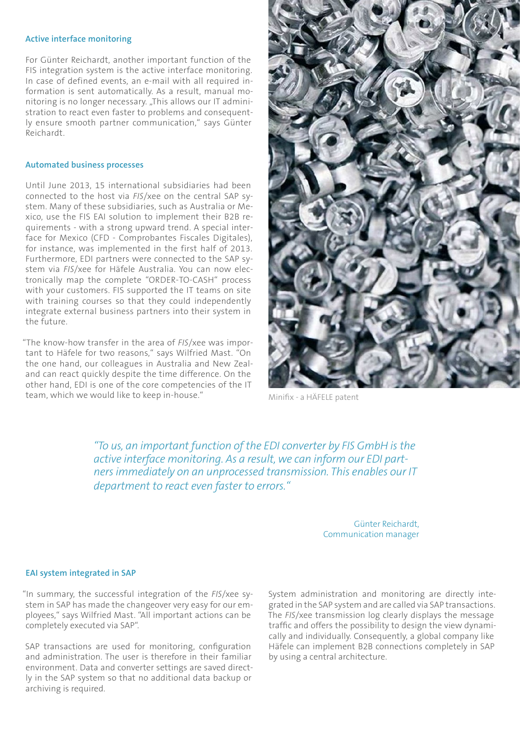### Active interface monitoring

For Günter Reichardt, another important function of the FIS integration system is the active interface monitoring. In case of defined events, an e-mail with all required information is sent automatically. As a result, manual monitoring is no longer necessary. „This allows our IT administration to react even faster to problems and consequently ensure smooth partner communication," says Günter Reichardt.

### Automated business processes

Until June 2013, 15 international subsidiaries had been connected to the host via *FIS*/xee on the central SAP system. Many of these subsidiaries, such as Australia or Mexico, use the FIS EAI solution to implement their B2B requirements - with a strong upward trend. A special interface for Mexico (CFD - Comprobantes Fiscales Digitales), for instance, was implemented in the first half of 2013. Furthermore, EDI partners were connected to the SAP system via *FIS*/xee for Häfele Australia. You can now electronically map the complete "ORDER-TO-CASH" process with your customers. FIS supported the IT teams on site with training courses so that they could independently integrate external business partners into their system in the future.

"The know-how transfer in the area of *FIS*/xee was important to Häfele for two reasons," says Wilfried Mast. "On the one hand, our colleagues in Australia and New Zealand can react quickly despite the time difference. On the other hand, EDI is one of the core competencies of the IT team, which we would like to keep in-house."

Minifix - a HÄFELE patent

> *"To us, an important function of the EDI converter by FIS GmbH is the active interface monitoring. As a result, we can inform our EDI partners immediately on an unprocessed transmission. This enables our IT department to react even faster to errors."*
>
> Günter Reichardt,
> Communication manager

### EAI system integrated in SAP

"In summary, the successful integration of the *FIS*/xee system in SAP has made the changeover very easy for our employees," says Wilfried Mast. "All important actions can be completely executed via SAP".

SAP transactions are used for monitoring, configuration and administration. The user is therefore in their familiar environment. Data and converter settings are saved directly in the SAP system so that no additional data backup or archiving is required.

System administration and monitoring are directly integrated in the SAP system and are called via SAP transactions. The *FIS*/xee transmission log clearly displays the message traffic and offers the possibility to design the view dynamically and individually. Consequently, a global company like Häfele can implement B2B connections completely in SAP by using a central architecture.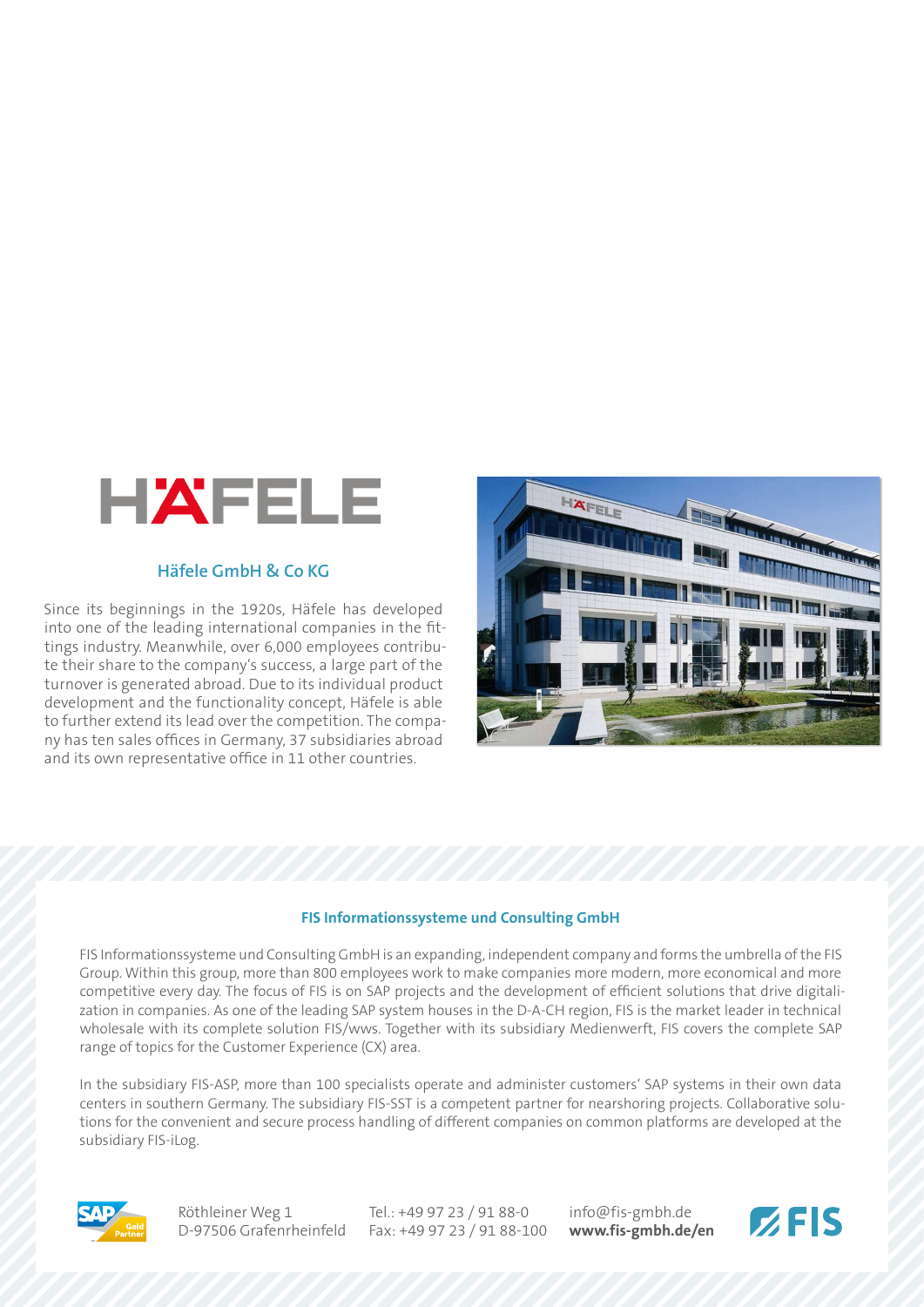HÄFELE

## Häfele GmbH & Co KG

Since its beginnings in the 1920s, Häfele has developed into one of the leading international companies in the fittings industry. Meanwhile, over 6,000 employees contribute their share to the company's success, a large part of the turnover is generated abroad. Due to its individual product development and the functionality concept, Häfele is able to further extend its lead over the competition. The company has ten sales offices in Germany, 37 subsidiaries abroad and its own representative office in 11 other countries.

## FIS Informationssysteme und Consulting GmbH

FIS Informationssysteme und Consulting GmbH is an expanding, independent company and forms the umbrella of the FIS Group. Within this group, more than 800 employees work to make companies more modern, more economical and more competitive every day. The focus of FIS is on SAP projects and the development of efficient solutions that drive digitalization in companies. As one of the leading SAP system houses in the D-A-CH region, FIS is the market leader in technical wholesale with its complete solution FIS/wws. Together with its subsidiary Medienwerft, FIS covers the complete SAP range of topics for the Customer Experience (CX) area.

In the subsidiary FIS-ASP, more than 100 specialists operate and administer customers' SAP systems in their own data centers in southern Germany. The subsidiary FIS-SST is a competent partner for nearshoring projects. Collaborative solutions for the convenient and secure process handling of different companies on common platforms are developed at the subsidiary FIS-iLog.

SAP Gold Partner

Röthleiner Weg 1
D-97506 Grafenrheinfeld

Tel.: +49 97 23 / 91 88-0
Fax: +49 97 23 / 91 88-100

info@fis-gmbh.de
**www.fis-gmbh.de/en**

FIS